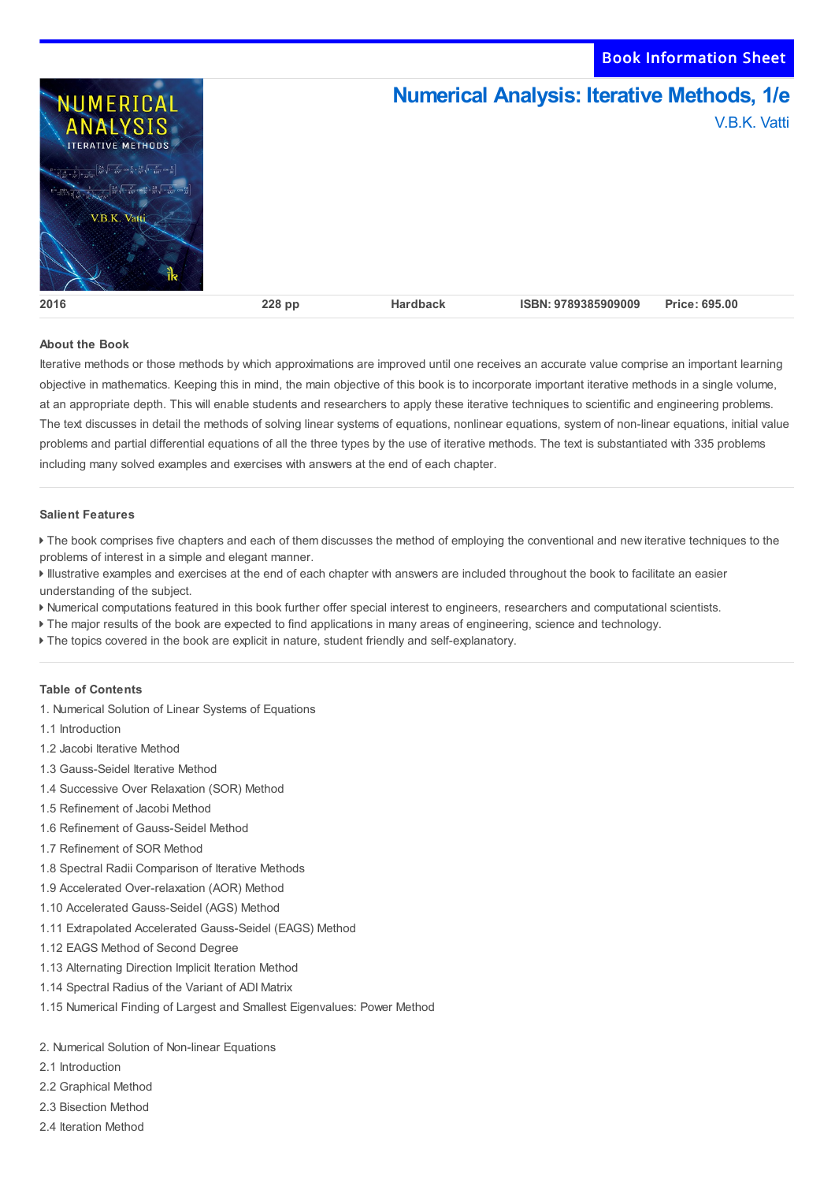Book Information Sheet

# Numerical Analysis: Iterative Methods, 1/e

V.B.K. Vatti

| 2016 | 228 pp | Hardback | ISBN: 9789385909009 | Price: 695.00 |
| --- | --- | --- | --- | --- |

## About the Book

Iterative methods or those methods by which approximations are improved until one receives an accurate value comprise an important learning objective in mathematics. Keeping this in mind, the main objective of this book is to incorporate important iterative methods in a single volume, at an appropriate depth. This will enable students and researchers to apply these iterative techniques to scientific and engineering problems. The text discusses in detail the methods of solving linear systems of equations, nonlinear equations, system of non-linear equations, initial value problems and partial differential equations of all the three types by the use of iterative methods. The text is substantiated with 335 problems including many solved examples and exercises with answers at the end of each chapter.

## Salient Features

- The book comprises five chapters and each of them discusses the method of employing the conventional and new iterative techniques to the problems of interest in a simple and elegant manner.
- Illustrative examples and exercises at the end of each chapter with answers are included throughout the book to facilitate an easier understanding of the subject.
- Numerical computations featured in this book further offer special interest to engineers, researchers and computational scientists.
- The major results of the book are expected to find applications in many areas of engineering, science and technology.
- The topics covered in the book are explicit in nature, student friendly and self-explanatory.

## Table of Contents

1. Numerical Solution of Linear Systems of Equations
1.1 Introduction
1.2 Jacobi Iterative Method
1.3 Gauss-Seidel Iterative Method
1.4 Successive Over Relaxation (SOR) Method
1.5 Refinement of Jacobi Method
1.6 Refinement of Gauss-Seidel Method
1.7 Refinement of SOR Method
1.8 Spectral Radii Comparison of Iterative Methods
1.9 Accelerated Over-relaxation (AOR) Method
1.10 Accelerated Gauss-Seidel (AGS) Method
1.11 Extrapolated Accelerated Gauss-Seidel (EAGS) Method
1.12 EAGS Method of Second Degree
1.13 Alternating Direction Implicit Iteration Method
1.14 Spectral Radius of the Variant of ADI Matrix
1.15 Numerical Finding of Largest and Smallest Eigenvalues: Power Method

2. Numerical Solution of Non-linear Equations
2.1 Introduction
2.2 Graphical Method
2.3 Bisection Method
2.4 Iteration Method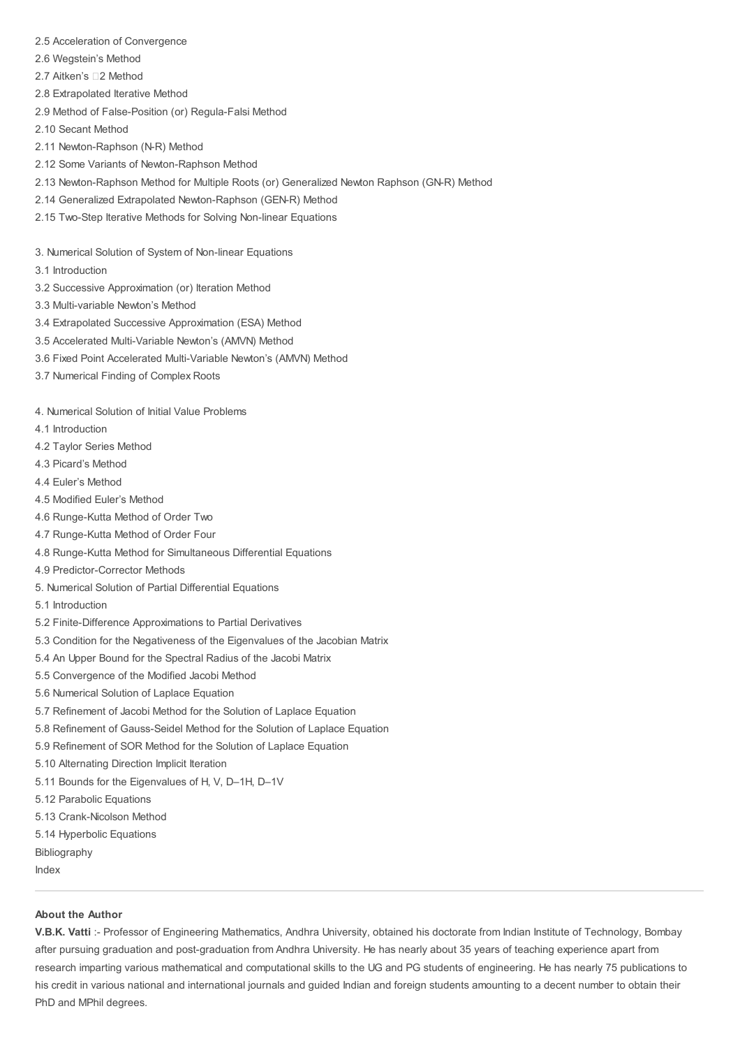2.5 Acceleration of Convergence

2.6 Wegstein's Method

2.7 Aitken's 2 Method

2.8 Extrapolated Iterative Method

2.9 Method of False-Position (or) Regula-Falsi Method

2.10 Secant Method

2.11 Newton-Raphson (N-R) Method

2.12 Some Variants of Newton-Raphson Method

2.13 Newton-Raphson Method for Multiple Roots (or) Generalized Newton Raphson (GN-R) Method

2.14 Generalized Extrapolated Newton-Raphson (GEN-R) Method

2.15 Two-Step Iterative Methods for Solving Non-linear Equations

3. Numerical Solution of System of Non-linear Equations

3.1 Introduction

3.2 Successive Approximation (or) Iteration Method

3.3 Multi-variable Newton's Method

3.4 Extrapolated Successive Approximation (ESA) Method

3.5 Accelerated Multi-Variable Newton's (AMVN) Method

3.6 Fixed Point Accelerated Multi-Variable Newton's (AMVN) Method

3.7 Numerical Finding of Complex Roots

4. Numerical Solution of Initial Value Problems

4.1 Introduction

4.2 Taylor Series Method

4.3 Picard's Method

4.4 Euler's Method

4.5 Modified Euler's Method

4.6 Runge-Kutta Method of Order Two

4.7 Runge-Kutta Method of Order Four

4.8 Runge-Kutta Method for Simultaneous Differential Equations

4.9 Predictor-Corrector Methods

5. Numerical Solution of Partial Differential Equations

5.1 Introduction

5.2 Finite-Difference Approximations to Partial Derivatives

5.3 Condition for the Negativeness of the Eigenvalues of the Jacobian Matrix

5.4 An Upper Bound for the Spectral Radius of the Jacobi Matrix

5.5 Convergence of the Modified Jacobi Method

5.6 Numerical Solution of Laplace Equation

5.7 Refinement of Jacobi Method for the Solution of Laplace Equation

5.8 Refinement of Gauss-Seidel Method for the Solution of Laplace Equation

5.9 Refinement of SOR Method for the Solution of Laplace Equation

5.10 Alternating Direction Implicit Iteration

5.11 Bounds for the Eigenvalues of H, V, $D^{-1}H$, $D^{-1}V$

5.12 Parabolic Equations

5.13 Crank-Nicolson Method

5.14 Hyperbolic Equations

Bibliography

Index

---

**About the Author**

**V.B.K. Vatti** :- Professor of Engineering Mathematics, Andhra University, obtained his doctorate from Indian Institute of Technology, Bombay after pursuing graduation and post-graduation from Andhra University. He has nearly about 35 years of teaching experience apart from research imparting various mathematical and computational skills to the UG and PG students of engineering. He has nearly 75 publications to his credit in various national and international journals and guided Indian and foreign students amounting to a decent number to obtain their PhD and MPhil degrees.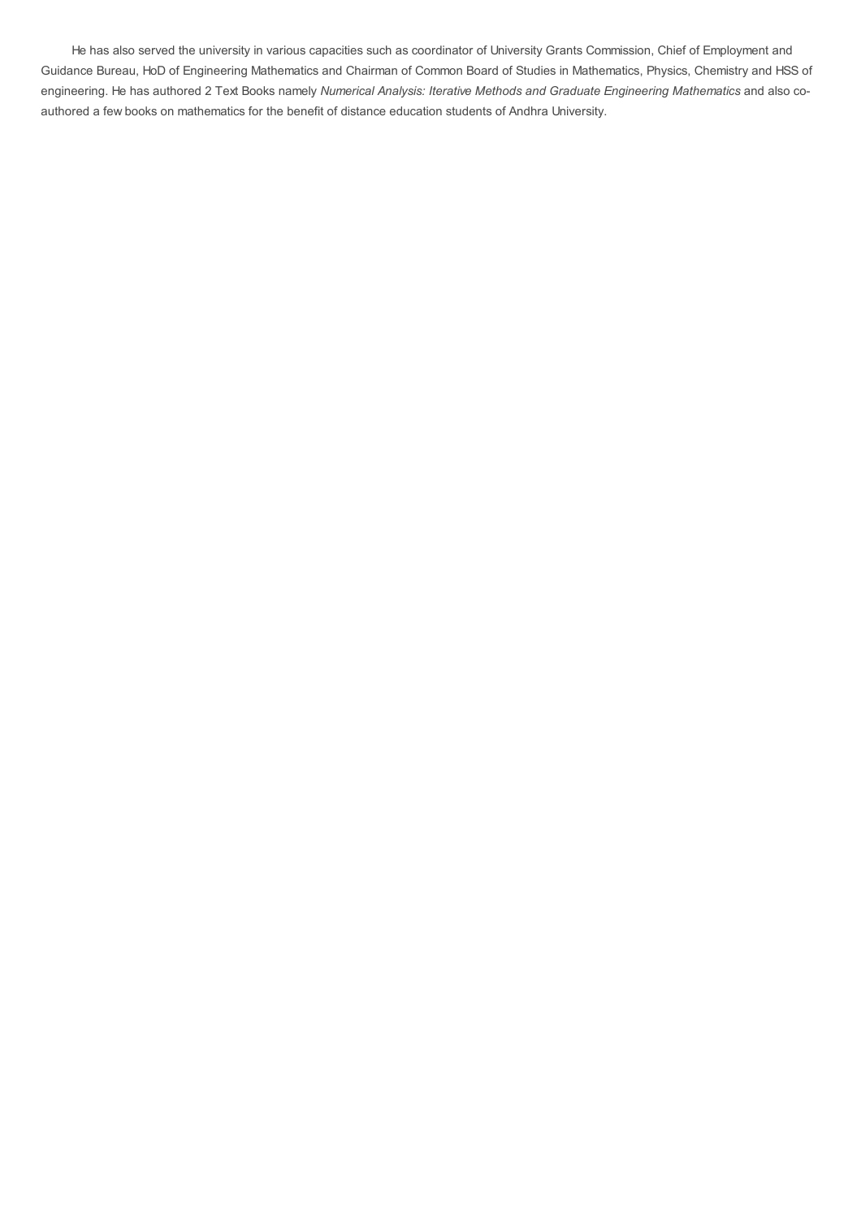He has also served the university in various capacities such as coordinator of University Grants Commission, Chief of Employment and Guidance Bureau, HoD of Engineering Mathematics and Chairman of Common Board of Studies in Mathematics, Physics, Chemistry and HSS of engineering. He has authored 2 Text Books namely *Numerical Analysis: Iterative Methods and Graduate Engineering Mathematics* and also co-authored a few books on mathematics for the benefit of distance education students of Andhra University.